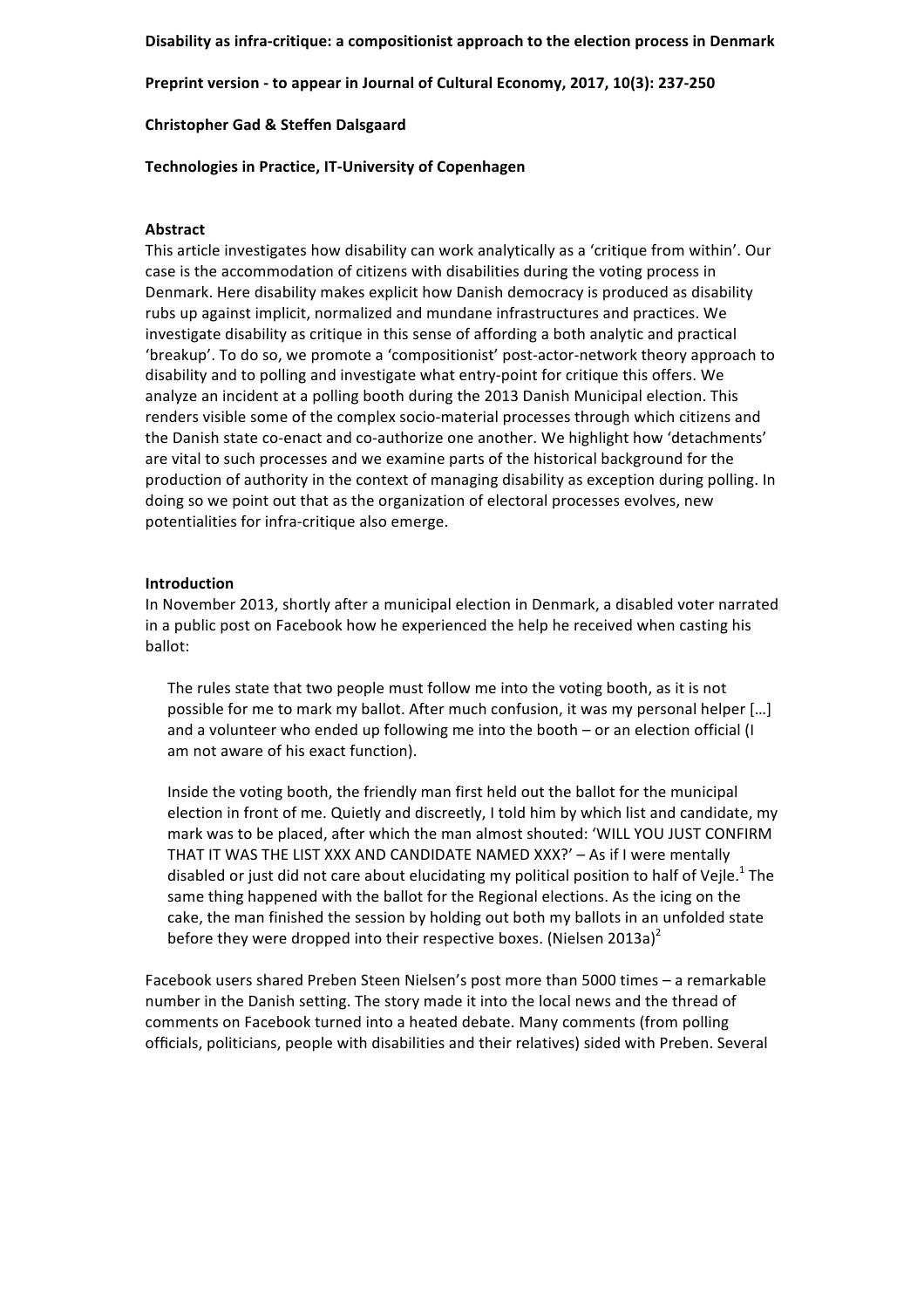**Disability as infra-critique: a compositionist approach to the election process in Denmark**

**Preprint version - to appear in Journal of Cultural Economy, 2017, 10(3): 237-250**

**Christopher Gad & Steffen Dalsgaard**

**Technologies in Practice, IT-University of Copenhagen**

## Abstract

This article investigates how disability can work analytically as a 'critique from within'. Our case is the accommodation of citizens with disabilities during the voting process in Denmark. Here disability makes explicit how Danish democracy is produced as disability rubs up against implicit, normalized and mundane infrastructures and practices. We investigate disability as critique in this sense of affording a both analytic and practical 'breakup'. To do so, we promote a 'compositionist' post-actor-network theory approach to disability and to polling and investigate what entry-point for critique this offers. We analyze an incident at a polling booth during the 2013 Danish Municipal election. This renders visible some of the complex socio-material processes through which citizens and the Danish state co-enact and co-authorize one another. We highlight how 'detachments' are vital to such processes and we examine parts of the historical background for the production of authority in the context of managing disability as exception during polling. In doing so we point out that as the organization of electoral processes evolves, new potentialities for infra-critique also emerge.

## Introduction

In November 2013, shortly after a municipal election in Denmark, a disabled voter narrated in a public post on Facebook how he experienced the help he received when casting his ballot:

> The rules state that two people must follow me into the voting booth, as it is not possible for me to mark my ballot. After much confusion, it was my personal helper […] and a volunteer who ended up following me into the booth – or an election official (I am not aware of his exact function).
>
> Inside the voting booth, the friendly man first held out the ballot for the municipal election in front of me. Quietly and discreetly, I told him by which list and candidate, my mark was to be placed, after which the man almost shouted: 'WILL YOU JUST CONFIRM THAT IT WAS THE LIST XXX AND CANDIDATE NAMED XXX?' – As if I were mentally disabled or just did not care about elucidating my political position to half of Vejle.[1] The same thing happened with the ballot for the Regional elections. As the icing on the cake, the man finished the session by holding out both my ballots in an unfolded state before they were dropped into their respective boxes. (Nielsen 2013a)[2]

Facebook users shared Preben Steen Nielsen's post more than 5000 times – a remarkable number in the Danish setting. The story made it into the local news and the thread of comments on Facebook turned into a heated debate. Many comments (from polling officials, politicians, people with disabilities and their relatives) sided with Preben. Several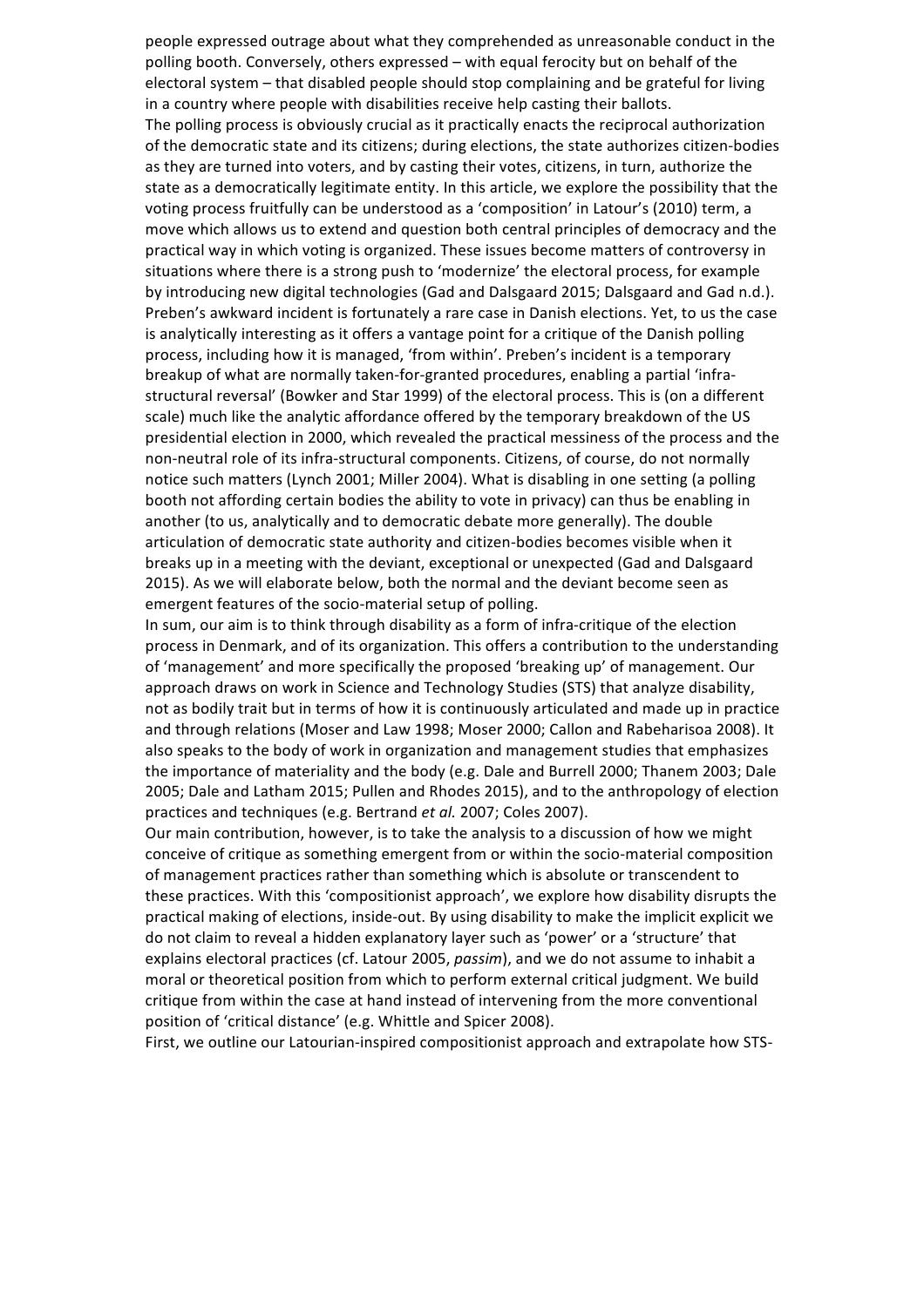people expressed outrage about what they comprehended as unreasonable conduct in the polling booth. Conversely, others expressed – with equal ferocity but on behalf of the electoral system – that disabled people should stop complaining and be grateful for living in a country where people with disabilities receive help casting their ballots.

The polling process is obviously crucial as it practically enacts the reciprocal authorization of the democratic state and its citizens; during elections, the state authorizes citizen-bodies as they are turned into voters, and by casting their votes, citizens, in turn, authorize the state as a democratically legitimate entity. In this article, we explore the possibility that the voting process fruitfully can be understood as a 'composition' in Latour's (2010) term, a move which allows us to extend and question both central principles of democracy and the practical way in which voting is organized. These issues become matters of controversy in situations where there is a strong push to 'modernize' the electoral process, for example by introducing new digital technologies (Gad and Dalsgaard 2015; Dalsgaard and Gad n.d.).

Preben's awkward incident is fortunately a rare case in Danish elections. Yet, to us the case is analytically interesting as it offers a vantage point for a critique of the Danish polling process, including how it is managed, 'from within'. Preben's incident is a temporary breakup of what are normally taken-for-granted procedures, enabling a partial 'infra-structural reversal' (Bowker and Star 1999) of the electoral process. This is (on a different scale) much like the analytic affordance offered by the temporary breakdown of the US presidential election in 2000, which revealed the practical messiness of the process and the non-neutral role of its infra-structural components. Citizens, of course, do not normally notice such matters (Lynch 2001; Miller 2004). What is disabling in one setting (a polling booth not affording certain bodies the ability to vote in privacy) can thus be enabling in another (to us, analytically and to democratic debate more generally). The double articulation of democratic state authority and citizen-bodies becomes visible when it breaks up in a meeting with the deviant, exceptional or unexpected (Gad and Dalsgaard 2015). As we will elaborate below, both the normal and the deviant become seen as emergent features of the socio-material setup of polling.

In sum, our aim is to think through disability as a form of infra-critique of the election process in Denmark, and of its organization. This offers a contribution to the understanding of 'management' and more specifically the proposed 'breaking up' of management. Our approach draws on work in Science and Technology Studies (STS) that analyze disability, not as bodily trait but in terms of how it is continuously articulated and made up in practice and through relations (Moser and Law 1998; Moser 2000; Callon and Rabeharisoa 2008). It also speaks to the body of work in organization and management studies that emphasizes the importance of materiality and the body (e.g. Dale and Burrell 2000; Thanem 2003; Dale 2005; Dale and Latham 2015; Pullen and Rhodes 2015), and to the anthropology of election practices and techniques (e.g. Bertrand *et al.* 2007; Coles 2007).

Our main contribution, however, is to take the analysis to a discussion of how we might conceive of critique as something emergent from or within the socio-material composition of management practices rather than something which is absolute or transcendent to these practices. With this 'compositionist approach', we explore how disability disrupts the practical making of elections, inside-out. By using disability to make the implicit explicit we do not claim to reveal a hidden explanatory layer such as 'power' or a 'structure' that explains electoral practices (cf. Latour 2005, *passim*), and we do not assume to inhabit a moral or theoretical position from which to perform external critical judgment. We build critique from within the case at hand instead of intervening from the more conventional position of 'critical distance' (e.g. Whittle and Spicer 2008).

First, we outline our Latourian-inspired compositionist approach and extrapolate how STS-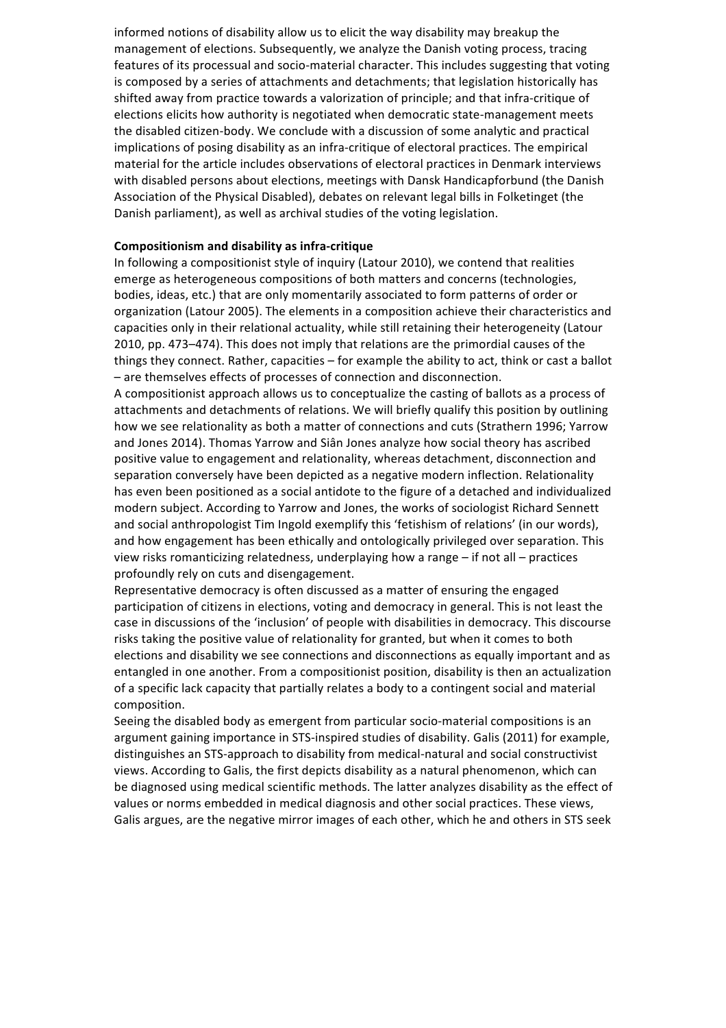informed notions of disability allow us to elicit the way disability may breakup the management of elections. Subsequently, we analyze the Danish voting process, tracing features of its processual and socio-material character. This includes suggesting that voting is composed by a series of attachments and detachments; that legislation historically has shifted away from practice towards a valorization of principle; and that infra-critique of elections elicits how authority is negotiated when democratic state-management meets the disabled citizen-body. We conclude with a discussion of some analytic and practical implications of posing disability as an infra-critique of electoral practices. The empirical material for the article includes observations of electoral practices in Denmark interviews with disabled persons about elections, meetings with Dansk Handicapforbund (the Danish Association of the Physical Disabled), debates on relevant legal bills in Folketinget (the Danish parliament), as well as archival studies of the voting legislation.

**Compositionism and disability as infra-critique**

In following a compositionist style of inquiry (Latour 2010), we contend that realities emerge as heterogeneous compositions of both matters and concerns (technologies, bodies, ideas, etc.) that are only momentarily associated to form patterns of order or organization (Latour 2005). The elements in a composition achieve their characteristics and capacities only in their relational actuality, while still retaining their heterogeneity (Latour 2010, pp. 473–474). This does not imply that relations are the primordial causes of the things they connect. Rather, capacities – for example the ability to act, think or cast a ballot – are themselves effects of processes of connection and disconnection.

A compositionist approach allows us to conceptualize the casting of ballots as a process of attachments and detachments of relations. We will briefly qualify this position by outlining how we see relationality as both a matter of connections and cuts (Strathern 1996; Yarrow and Jones 2014). Thomas Yarrow and Siân Jones analyze how social theory has ascribed positive value to engagement and relationality, whereas detachment, disconnection and separation conversely have been depicted as a negative modern inflection. Relationality has even been positioned as a social antidote to the figure of a detached and individualized modern subject. According to Yarrow and Jones, the works of sociologist Richard Sennett and social anthropologist Tim Ingold exemplify this 'fetishism of relations' (in our words), and how engagement has been ethically and ontologically privileged over separation. This view risks romanticizing relatedness, underplaying how a range – if not all – practices profoundly rely on cuts and disengagement.

Representative democracy is often discussed as a matter of ensuring the engaged participation of citizens in elections, voting and democracy in general. This is not least the case in discussions of the 'inclusion' of people with disabilities in democracy. This discourse risks taking the positive value of relationality for granted, but when it comes to both elections and disability we see connections and disconnections as equally important and as entangled in one another. From a compositionist position, disability is then an actualization of a specific lack capacity that partially relates a body to a contingent social and material composition.

Seeing the disabled body as emergent from particular socio-material compositions is an argument gaining importance in STS-inspired studies of disability. Galis (2011) for example, distinguishes an STS-approach to disability from medical-natural and social constructivist views. According to Galis, the first depicts disability as a natural phenomenon, which can be diagnosed using medical scientific methods. The latter analyzes disability as the effect of values or norms embedded in medical diagnosis and other social practices. These views, Galis argues, are the negative mirror images of each other, which he and others in STS seek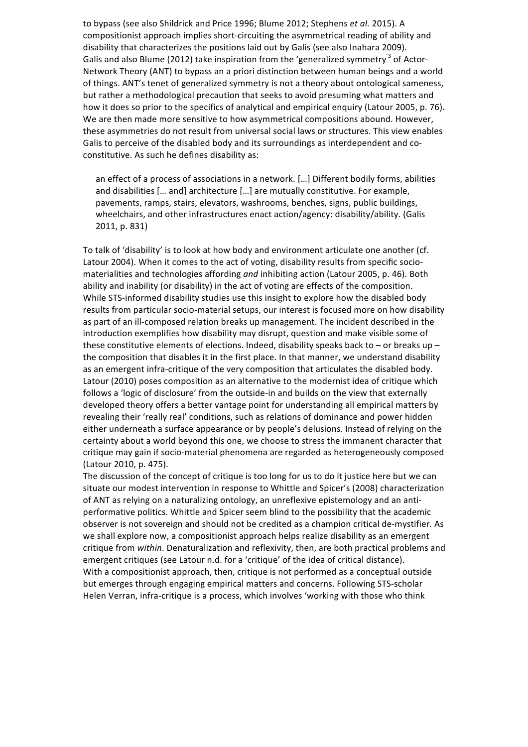to bypass (see also Shildrick and Price 1996; Blume 2012; Stephens *et al.* 2015). A compositionist approach implies short-circuiting the asymmetrical reading of ability and disability that characterizes the positions laid out by Galis (see also Inahara 2009).

Galis and also Blume (2012) take inspiration from the 'generalized symmetry'[3] of Actor-Network Theory (ANT) to bypass an a priori distinction between human beings and a world of things. ANT's tenet of generalized symmetry is not a theory about ontological sameness, but rather a methodological precaution that seeks to avoid presuming what matters and how it does so prior to the specifics of analytical and empirical enquiry (Latour 2005, p. 76). We are then made more sensitive to how asymmetrical compositions abound. However, these asymmetries do not result from universal social laws or structures. This view enables Galis to perceive of the disabled body and its surroundings as interdependent and co-constitutive. As such he defines disability as:

> an effect of a process of associations in a network. […] Different bodily forms, abilities and disabilities [… and] architecture […] are mutually constitutive. For example, pavements, ramps, stairs, elevators, washrooms, benches, signs, public buildings, wheelchairs, and other infrastructures enact action/agency: disability/ability. (Galis 2011, p. 831)

To talk of 'disability' is to look at how body and environment articulate one another (cf. Latour 2004). When it comes to the act of voting, disability results from specific socio-materialities and technologies affording *and* inhibiting action (Latour 2005, p. 46). Both ability and inability (or disability) in the act of voting are effects of the composition.

While STS-informed disability studies use this insight to explore how the disabled body results from particular socio-material setups, our interest is focused more on how disability as part of an ill-composed relation breaks up management. The incident described in the introduction exemplifies how disability may disrupt, question and make visible some of these constitutive elements of elections. Indeed, disability speaks back to – or breaks up – the composition that disables it in the first place. In that manner, we understand disability as an emergent infra-critique of the very composition that articulates the disabled body.

Latour (2010) poses composition as an alternative to the modernist idea of critique which follows a 'logic of disclosure' from the outside-in and builds on the view that externally developed theory offers a better vantage point for understanding all empirical matters by revealing their 'really real' conditions, such as relations of dominance and power hidden either underneath a surface appearance or by people's delusions. Instead of relying on the certainty about a world beyond this one, we choose to stress the immanent character that critique may gain if socio-material phenomena are regarded as heterogeneously composed (Latour 2010, p. 475).

The discussion of the concept of critique is too long for us to do it justice here but we can situate our modest intervention in response to Whittle and Spicer's (2008) characterization of ANT as relying on a naturalizing ontology, an unreflexive epistemology and an anti-performative politics. Whittle and Spicer seem blind to the possibility that the academic observer is not sovereign and should not be credited as a champion critical de-mystifier. As we shall explore now, a compositionist approach helps realize disability as an emergent critique from *within*. Denaturalization and reflexivity, then, are both practical problems and emergent critiques (see Latour n.d. for a 'critique' of the idea of critical distance).

With a compositionist approach, then, critique is not performed as a conceptual outside but emerges through engaging empirical matters and concerns. Following STS-scholar Helen Verran, infra-critique is a process, which involves 'working with those who think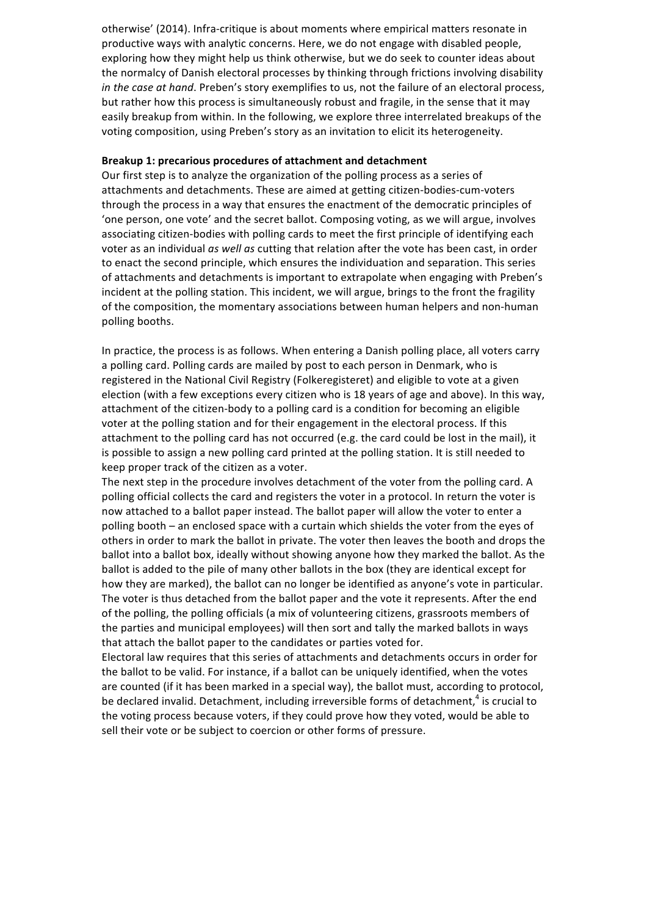otherwise' (2014). Infra-critique is about moments where empirical matters resonate in productive ways with analytic concerns. Here, we do not engage with disabled people, exploring how they might help us think otherwise, but we do seek to counter ideas about the normalcy of Danish electoral processes by thinking through frictions involving disability *in the case at hand*. Preben's story exemplifies to us, not the failure of an electoral process, but rather how this process is simultaneously robust and fragile, in the sense that it may easily breakup from within. In the following, we explore three interrelated breakups of the voting composition, using Preben's story as an invitation to elicit its heterogeneity.

**Breakup 1: precarious procedures of attachment and detachment**

Our first step is to analyze the organization of the polling process as a series of attachments and detachments. These are aimed at getting citizen-bodies-cum-voters through the process in a way that ensures the enactment of the democratic principles of 'one person, one vote' and the secret ballot. Composing voting, as we will argue, involves associating citizen-bodies with polling cards to meet the first principle of identifying each voter as an individual *as well as* cutting that relation after the vote has been cast, in order to enact the second principle, which ensures the individuation and separation. This series of attachments and detachments is important to extrapolate when engaging with Preben's incident at the polling station. This incident, we will argue, brings to the front the fragility of the composition, the momentary associations between human helpers and non-human polling booths.

In practice, the process is as follows. When entering a Danish polling place, all voters carry a polling card. Polling cards are mailed by post to each person in Denmark, who is registered in the National Civil Registry (Folkeregisteret) and eligible to vote at a given election (with a few exceptions every citizen who is 18 years of age and above). In this way, attachment of the citizen-body to a polling card is a condition for becoming an eligible voter at the polling station and for their engagement in the electoral process. If this attachment to the polling card has not occurred (e.g. the card could be lost in the mail), it is possible to assign a new polling card printed at the polling station. It is still needed to keep proper track of the citizen as a voter.

The next step in the procedure involves detachment of the voter from the polling card. A polling official collects the card and registers the voter in a protocol. In return the voter is now attached to a ballot paper instead. The ballot paper will allow the voter to enter a polling booth – an enclosed space with a curtain which shields the voter from the eyes of others in order to mark the ballot in private. The voter then leaves the booth and drops the ballot into a ballot box, ideally without showing anyone how they marked the ballot. As the ballot is added to the pile of many other ballots in the box (they are identical except for how they are marked), the ballot can no longer be identified as anyone's vote in particular. The voter is thus detached from the ballot paper and the vote it represents. After the end of the polling, the polling officials (a mix of volunteering citizens, grassroots members of the parties and municipal employees) will then sort and tally the marked ballots in ways that attach the ballot paper to the candidates or parties voted for.

Electoral law requires that this series of attachments and detachments occurs in order for the ballot to be valid. For instance, if a ballot can be uniquely identified, when the votes are counted (if it has been marked in a special way), the ballot must, according to protocol, be declared invalid. Detachment, including irreversible forms of detachment,[4] is crucial to the voting process because voters, if they could prove how they voted, would be able to sell their vote or be subject to coercion or other forms of pressure.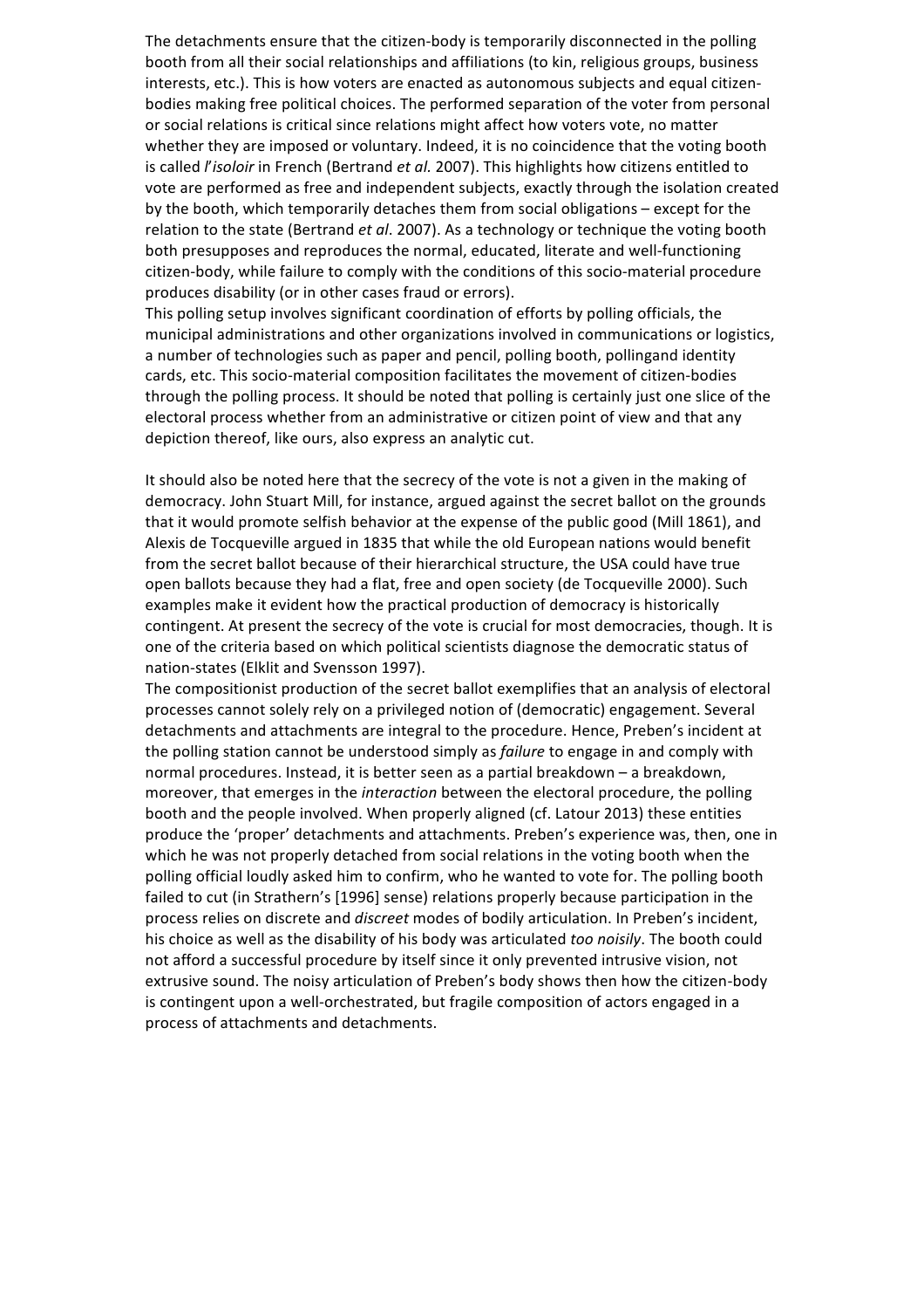The detachments ensure that the citizen-body is temporarily disconnected in the polling booth from all their social relationships and affiliations (to kin, religious groups, business interests, etc.). This is how voters are enacted as autonomous subjects and equal citizen-bodies making free political choices. The performed separation of the voter from personal or social relations is critical since relations might affect how voters vote, no matter whether they are imposed or voluntary. Indeed, it is no coincidence that the voting booth is called *l'isoloir* in French (Bertrand *et al.* 2007). This highlights how citizens entitled to vote are performed as free and independent subjects, exactly through the isolation created by the booth, which temporarily detaches them from social obligations – except for the relation to the state (Bertrand *et al*. 2007). As a technology or technique the voting booth both presupposes and reproduces the normal, educated, literate and well-functioning citizen-body, while failure to comply with the conditions of this socio-material procedure produces disability (or in other cases fraud or errors).

This polling setup involves significant coordination of efforts by polling officials, the municipal administrations and other organizations involved in communications or logistics, a number of technologies such as paper and pencil, polling booth, pollingand identity cards, etc. This socio-material composition facilitates the movement of citizen-bodies through the polling process. It should be noted that polling is certainly just one slice of the electoral process whether from an administrative or citizen point of view and that any depiction thereof, like ours, also express an analytic cut.

It should also be noted here that the secrecy of the vote is not a given in the making of democracy. John Stuart Mill, for instance, argued against the secret ballot on the grounds that it would promote selfish behavior at the expense of the public good (Mill 1861), and Alexis de Tocqueville argued in 1835 that while the old European nations would benefit from the secret ballot because of their hierarchical structure, the USA could have true open ballots because they had a flat, free and open society (de Tocqueville 2000). Such examples make it evident how the practical production of democracy is historically contingent. At present the secrecy of the vote is crucial for most democracies, though. It is one of the criteria based on which political scientists diagnose the democratic status of nation-states (Elklit and Svensson 1997).

The compositionist production of the secret ballot exemplifies that an analysis of electoral processes cannot solely rely on a privileged notion of (democratic) engagement. Several detachments and attachments are integral to the procedure. Hence, Preben's incident at the polling station cannot be understood simply as *failure* to engage in and comply with normal procedures. Instead, it is better seen as a partial breakdown – a breakdown, moreover, that emerges in the *interaction* between the electoral procedure, the polling booth and the people involved. When properly aligned (cf. Latour 2013) these entities produce the 'proper' detachments and attachments. Preben's experience was, then, one in which he was not properly detached from social relations in the voting booth when the polling official loudly asked him to confirm, who he wanted to vote for. The polling booth failed to cut (in Strathern's [1996] sense) relations properly because participation in the process relies on discrete and *discreet* modes of bodily articulation. In Preben's incident, his choice as well as the disability of his body was articulated *too noisily*. The booth could not afford a successful procedure by itself since it only prevented intrusive vision, not extrusive sound. The noisy articulation of Preben's body shows then how the citizen-body is contingent upon a well-orchestrated, but fragile composition of actors engaged in a process of attachments and detachments.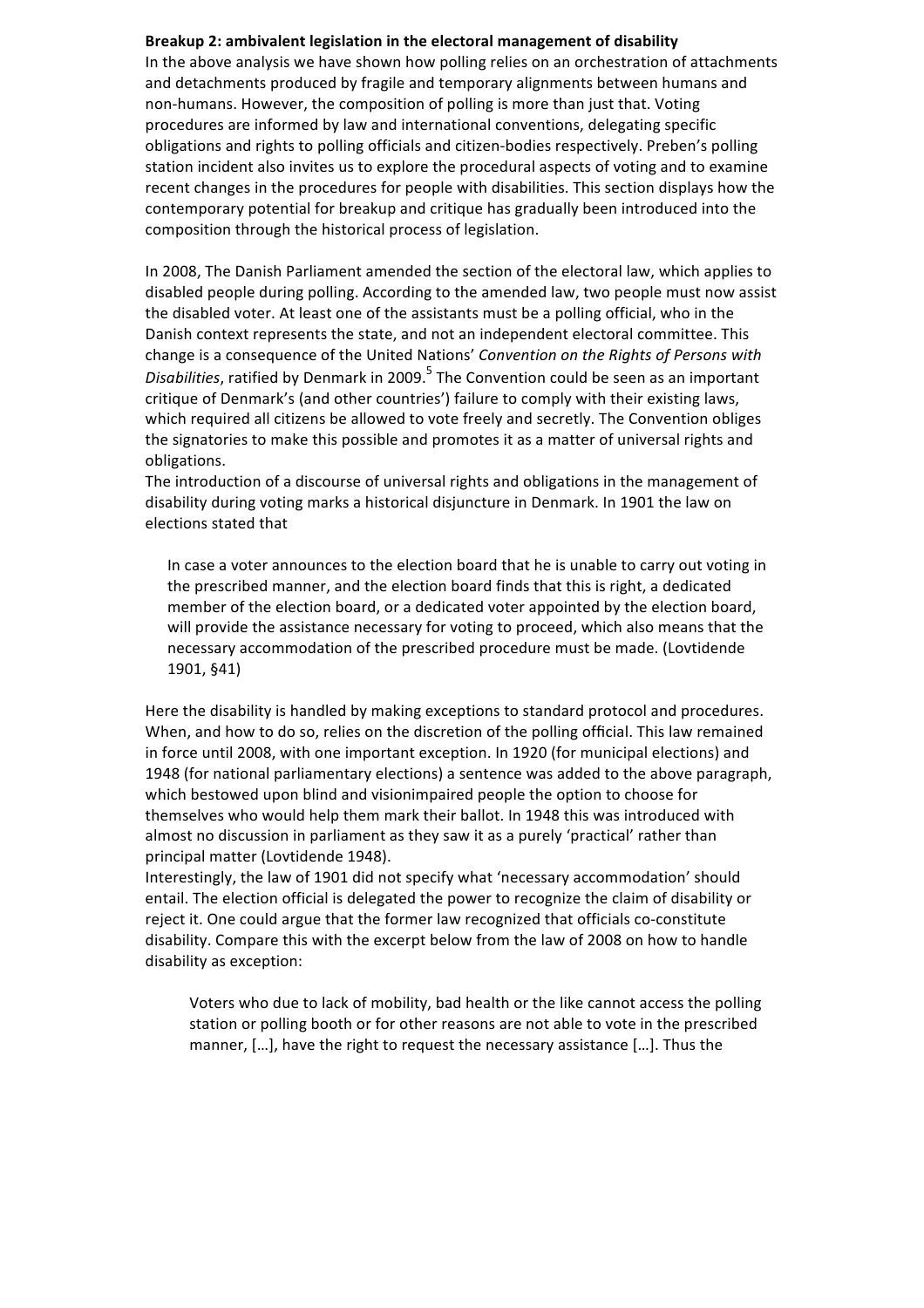**Breakup 2: ambivalent legislation in the electoral management of disability**

In the above analysis we have shown how polling relies on an orchestration of attachments and detachments produced by fragile and temporary alignments between humans and non-humans. However, the composition of polling is more than just that. Voting procedures are informed by law and international conventions, delegating specific obligations and rights to polling officials and citizen-bodies respectively. Preben's polling station incident also invites us to explore the procedural aspects of voting and to examine recent changes in the procedures for people with disabilities. This section displays how the contemporary potential for breakup and critique has gradually been introduced into the composition through the historical process of legislation.

In 2008, The Danish Parliament amended the section of the electoral law, which applies to disabled people during polling. According to the amended law, two people must now assist the disabled voter. At least one of the assistants must be a polling official, who in the Danish context represents the state, and not an independent electoral committee. This change is a consequence of the United Nations' *Convention on the Rights of Persons with Disabilities*, ratified by Denmark in 2009.[5] The Convention could be seen as an important critique of Denmark's (and other countries') failure to comply with their existing laws, which required all citizens be allowed to vote freely and secretly. The Convention obliges the signatories to make this possible and promotes it as a matter of universal rights and obligations.

The introduction of a discourse of universal rights and obligations in the management of disability during voting marks a historical disjuncture in Denmark. In 1901 the law on elections stated that

> In case a voter announces to the election board that he is unable to carry out voting in the prescribed manner, and the election board finds that this is right, a dedicated member of the election board, or a dedicated voter appointed by the election board, will provide the assistance necessary for voting to proceed, which also means that the necessary accommodation of the prescribed procedure must be made. (Lovtidende 1901, §41)

Here the disability is handled by making exceptions to standard protocol and procedures. When, and how to do so, relies on the discretion of the polling official. This law remained in force until 2008, with one important exception. In 1920 (for municipal elections) and 1948 (for national parliamentary elections) a sentence was added to the above paragraph, which bestowed upon blind and visionimpaired people the option to choose for themselves who would help them mark their ballot. In 1948 this was introduced with almost no discussion in parliament as they saw it as a purely 'practical' rather than principal matter (Lovtidende 1948).

Interestingly, the law of 1901 did not specify what 'necessary accommodation' should entail. The election official is delegated the power to recognize the claim of disability or reject it. One could argue that the former law recognized that officials co-constitute disability. Compare this with the excerpt below from the law of 2008 on how to handle disability as exception:

> Voters who due to lack of mobility, bad health or the like cannot access the polling station or polling booth or for other reasons are not able to vote in the prescribed manner, […], have the right to request the necessary assistance […]. Thus the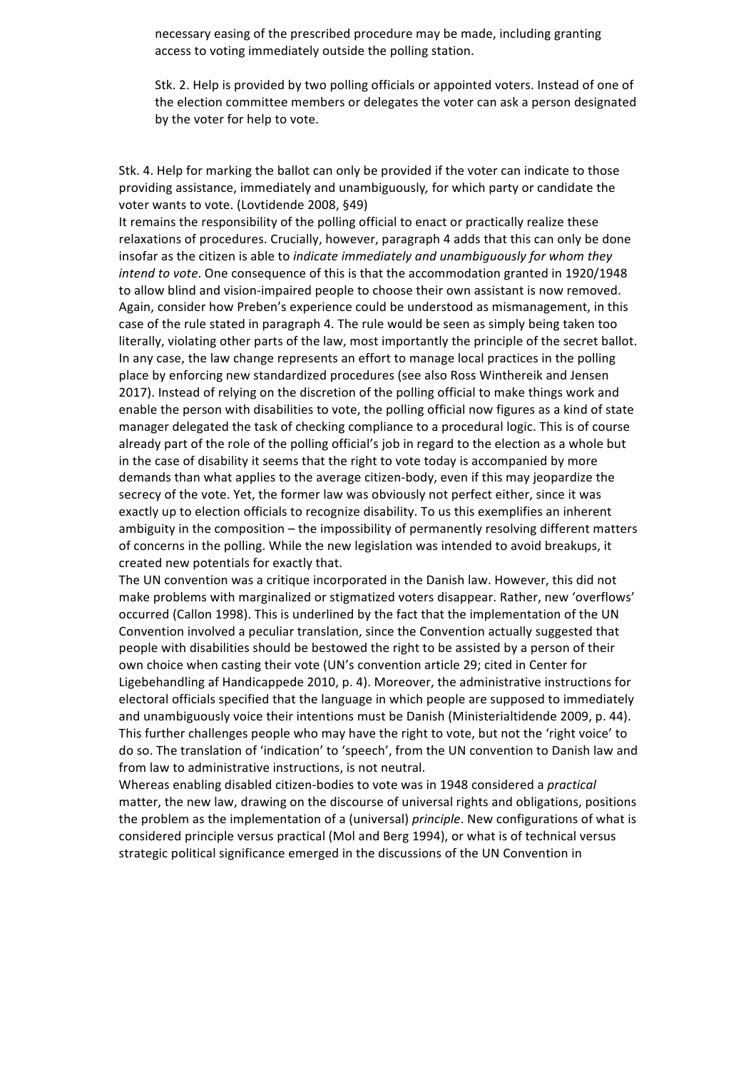> necessary easing of the prescribed procedure may be made, including granting access to voting immediately outside the polling station.
>
> Stk. 2. Help is provided by two polling officials or appointed voters. Instead of one of the election committee members or delegates the voter can ask a person designated by the voter for help to vote.

Stk. 4. Help for marking the ballot can only be provided if the voter can indicate to those providing assistance, immediately and unambiguously*,* for which party or candidate the voter wants to vote. (Lovtidende 2008, §49)

It remains the responsibility of the polling official to enact or practically realize these relaxations of procedures. Crucially, however, paragraph 4 adds that this can only be done insofar as the citizen is able to *indicate immediately and unambiguously for whom they intend to vote*. One consequence of this is that the accommodation granted in 1920/1948 to allow blind and vision-impaired people to choose their own assistant is now removed. Again, consider how Preben's experience could be understood as mismanagement, in this case of the rule stated in paragraph 4. The rule would be seen as simply being taken too literally, violating other parts of the law, most importantly the principle of the secret ballot. In any case, the law change represents an effort to manage local practices in the polling place by enforcing new standardized procedures (see also Ross Winthereik and Jensen 2017). Instead of relying on the discretion of the polling official to make things work and enable the person with disabilities to vote, the polling official now figures as a kind of state manager delegated the task of checking compliance to a procedural logic. This is of course already part of the role of the polling official's job in regard to the election as a whole but in the case of disability it seems that the right to vote today is accompanied by more demands than what applies to the average citizen-body, even if this may jeopardize the secrecy of the vote. Yet, the former law was obviously not perfect either, since it was exactly up to election officials to recognize disability. To us this exemplifies an inherent ambiguity in the composition – the impossibility of permanently resolving different matters of concerns in the polling. While the new legislation was intended to avoid breakups, it created new potentials for exactly that.

The UN convention was a critique incorporated in the Danish law. However, this did not make problems with marginalized or stigmatized voters disappear. Rather, new 'overflows' occurred (Callon 1998). This is underlined by the fact that the implementation of the UN Convention involved a peculiar translation, since the Convention actually suggested that people with disabilities should be bestowed the right to be assisted by a person of their own choice when casting their vote (UN's convention article 29; cited in Center for Ligebehandling af Handicappede 2010, p. 4). Moreover, the administrative instructions for electoral officials specified that the language in which people are supposed to immediately and unambiguously voice their intentions must be Danish (Ministerialtidende 2009, p. 44). This further challenges people who may have the right to vote, but not the 'right voice' to do so. The translation of 'indication' to 'speech', from the UN convention to Danish law and from law to administrative instructions, is not neutral.

Whereas enabling disabled citizen-bodies to vote was in 1948 considered a *practical* matter, the new law, drawing on the discourse of universal rights and obligations, positions the problem as the implementation of a (universal) *principle*. New configurations of what is considered principle versus practical (Mol and Berg 1994), or what is of technical versus strategic political significance emerged in the discussions of the UN Convention in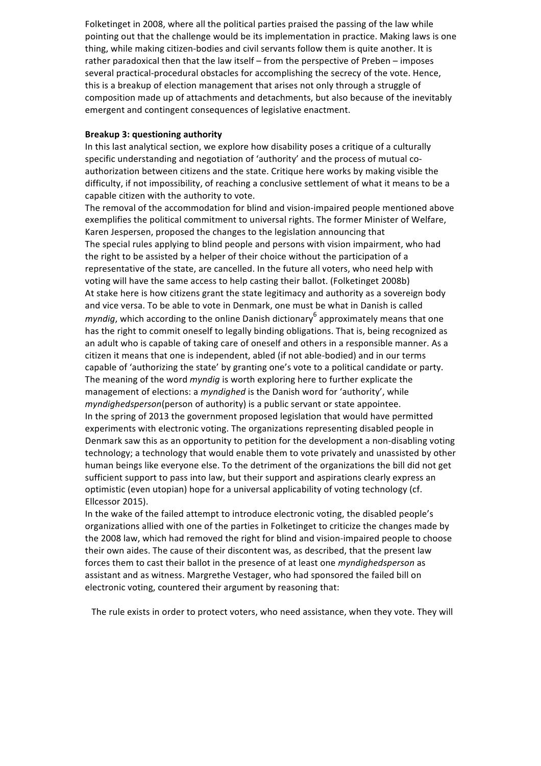Folketinget in 2008, where all the political parties praised the passing of the law while pointing out that the challenge would be its implementation in practice. Making laws is one thing, while making citizen-bodies and civil servants follow them is quite another. It is rather paradoxical then that the law itself – from the perspective of Preben – imposes several practical-procedural obstacles for accomplishing the secrecy of the vote. Hence, this is a breakup of election management that arises not only through a struggle of composition made up of attachments and detachments, but also because of the inevitably emergent and contingent consequences of legislative enactment.

**Breakup 3: questioning authority**

In this last analytical section, we explore how disability poses a critique of a culturally specific understanding and negotiation of 'authority' and the process of mutual co-authorization between citizens and the state. Critique here works by making visible the difficulty, if not impossibility, of reaching a conclusive settlement of what it means to be a capable citizen with the authority to vote.

The removal of the accommodation for blind and vision-impaired people mentioned above exemplifies the political commitment to universal rights. The former Minister of Welfare, Karen Jespersen, proposed the changes to the legislation announcing that

The special rules applying to blind people and persons with vision impairment, who had the right to be assisted by a helper of their choice without the participation of a representative of the state, are cancelled. In the future all voters, who need help with voting will have the same access to help casting their ballot. (Folketinget 2008b)

At stake here is how citizens grant the state legitimacy and authority as a sovereign body and vice versa. To be able to vote in Denmark, one must be what in Danish is called *myndig*, which according to the online Danish dictionary[6] approximately means that one has the right to commit oneself to legally binding obligations. That is, being recognized as an adult who is capable of taking care of oneself and others in a responsible manner. As a citizen it means that one is independent, abled (if not able-bodied) and in our terms capable of 'authorizing the state' by granting one's vote to a political candidate or party. The meaning of the word *myndig* is worth exploring here to further explicate the management of elections: a *myndighed* is the Danish word for 'authority', while *myndighedsperson*(person of authority) is a public servant or state appointee.

In the spring of 2013 the government proposed legislation that would have permitted experiments with electronic voting. The organizations representing disabled people in Denmark saw this as an opportunity to petition for the development a non-disabling voting technology; a technology that would enable them to vote privately and unassisted by other human beings like everyone else. To the detriment of the organizations the bill did not get sufficient support to pass into law, but their support and aspirations clearly express an optimistic (even utopian) hope for a universal applicability of voting technology (cf. Ellcessor 2015).

In the wake of the failed attempt to introduce electronic voting, the disabled people's organizations allied with one of the parties in Folketinget to criticize the changes made by the 2008 law, which had removed the right for blind and vision-impaired people to choose their own aides. The cause of their discontent was, as described, that the present law forces them to cast their ballot in the presence of at least one *myndighedsperson* as assistant and as witness. Margrethe Vestager, who had sponsored the failed bill on electronic voting, countered their argument by reasoning that:

The rule exists in order to protect voters, who need assistance, when they vote. They will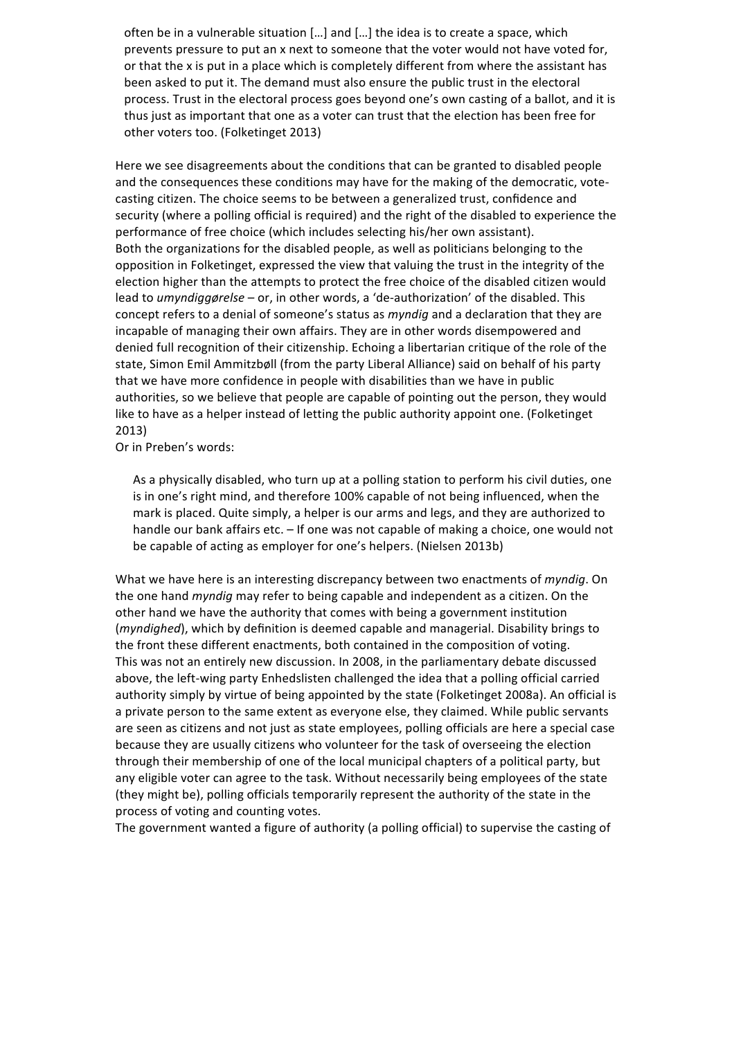> often be in a vulnerable situation […] and […] the idea is to create a space, which prevents pressure to put an x next to someone that the voter would not have voted for, or that the x is put in a place which is completely different from where the assistant has been asked to put it. The demand must also ensure the public trust in the electoral process. Trust in the electoral process goes beyond one's own casting of a ballot, and it is thus just as important that one as a voter can trust that the election has been free for other voters too. (Folketinget 2013)

Here we see disagreements about the conditions that can be granted to disabled people and the consequences these conditions may have for the making of the democratic, vote-casting citizen. The choice seems to be between a generalized trust, confidence and security (where a polling official is required) and the right of the disabled to experience the performance of free choice (which includes selecting his/her own assistant).

Both the organizations for the disabled people, as well as politicians belonging to the opposition in Folketinget, expressed the view that valuing the trust in the integrity of the election higher than the attempts to protect the free choice of the disabled citizen would lead to *umyndiggørelse* – or, in other words, a 'de-authorization' of the disabled. This concept refers to a denial of someone's status as *myndig* and a declaration that they are incapable of managing their own affairs. They are in other words disempowered and denied full recognition of their citizenship. Echoing a libertarian critique of the role of the state, Simon Emil Ammitzbøll (from the party Liberal Alliance) said on behalf of his party that we have more confidence in people with disabilities than we have in public authorities, so we believe that people are capable of pointing out the person, they would like to have as a helper instead of letting the public authority appoint one. (Folketinget 2013)

Or in Preben's words:

> As a physically disabled, who turn up at a polling station to perform his civil duties, one is in one's right mind, and therefore 100% capable of not being influenced, when the mark is placed. Quite simply, a helper is our arms and legs, and they are authorized to handle our bank affairs etc. – If one was not capable of making a choice, one would not be capable of acting as employer for one's helpers. (Nielsen 2013b)

What we have here is an interesting discrepancy between two enactments of *myndig*. On the one hand *myndig* may refer to being capable and independent as a citizen. On the other hand we have the authority that comes with being a government institution (*myndighed*), which by definition is deemed capable and managerial. Disability brings to the front these different enactments, both contained in the composition of voting.

This was not an entirely new discussion. In 2008, in the parliamentary debate discussed above, the left-wing party Enhedslisten challenged the idea that a polling official carried authority simply by virtue of being appointed by the state (Folketinget 2008a). An official is a private person to the same extent as everyone else, they claimed. While public servants are seen as citizens and not just as state employees, polling officials are here a special case because they are usually citizens who volunteer for the task of overseeing the election through their membership of one of the local municipal chapters of a political party, but any eligible voter can agree to the task. Without necessarily being employees of the state (they might be), polling officials temporarily represent the authority of the state in the process of voting and counting votes.

The government wanted a figure of authority (a polling official) to supervise the casting of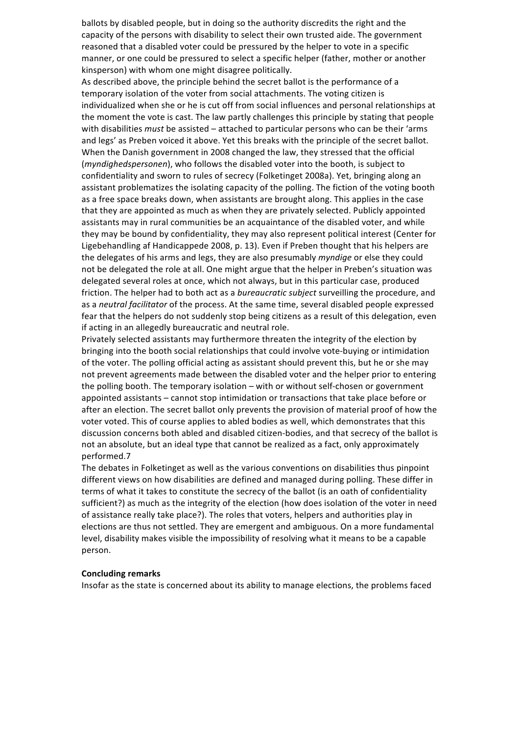ballots by disabled people, but in doing so the authority discredits the right and the capacity of the persons with disability to select their own trusted aide. The government reasoned that a disabled voter could be pressured by the helper to vote in a specific manner, or one could be pressured to select a specific helper (father, mother or another kinsperson) with whom one might disagree politically.

As described above, the principle behind the secret ballot is the performance of a temporary isolation of the voter from social attachments. The voting citizen is individualized when she or he is cut off from social influences and personal relationships at the moment the vote is cast. The law partly challenges this principle by stating that people with disabilities *must* be assisted – attached to particular persons who can be their 'arms and legs' as Preben voiced it above. Yet this breaks with the principle of the secret ballot. When the Danish government in 2008 changed the law, they stressed that the official (*myndighedspersonen*), who follows the disabled voter into the booth, is subject to confidentiality and sworn to rules of secrecy (Folketinget 2008a). Yet, bringing along an assistant problematizes the isolating capacity of the polling. The fiction of the voting booth as a free space breaks down, when assistants are brought along. This applies in the case that they are appointed as much as when they are privately selected. Publicly appointed assistants may in rural communities be an acquaintance of the disabled voter, and while they may be bound by confidentiality, they may also represent political interest (Center for Ligebehandling af Handicappede 2008, p. 13). Even if Preben thought that his helpers are the delegates of his arms and legs, they are also presumably *myndige* or else they could not be delegated the role at all. One might argue that the helper in Preben's situation was delegated several roles at once, which not always, but in this particular case, produced friction. The helper had to both act as a *bureaucratic subject* surveilling the procedure, and as a *neutral facilitator* of the process. At the same time, several disabled people expressed fear that the helpers do not suddenly stop being citizens as a result of this delegation, even if acting in an allegedly bureaucratic and neutral role.

Privately selected assistants may furthermore threaten the integrity of the election by bringing into the booth social relationships that could involve vote-buying or intimidation of the voter. The polling official acting as assistant should prevent this, but he or she may not prevent agreements made between the disabled voter and the helper prior to entering the polling booth. The temporary isolation – with or without self-chosen or government appointed assistants – cannot stop intimidation or transactions that take place before or after an election. The secret ballot only prevents the provision of material proof of how the voter voted. This of course applies to abled bodies as well, which demonstrates that this discussion concerns both abled and disabled citizen-bodies, and that secrecy of the ballot is not an absolute, but an ideal type that cannot be realized as a fact, only approximately performed.7

The debates in Folketinget as well as the various conventions on disabilities thus pinpoint different views on how disabilities are defined and managed during polling. These differ in terms of what it takes to constitute the secrecy of the ballot (is an oath of confidentiality sufficient?) as much as the integrity of the election (how does isolation of the voter in need of assistance really take place?). The roles that voters, helpers and authorities play in elections are thus not settled. They are emergent and ambiguous. On a more fundamental level, disability makes visible the impossibility of resolving what it means to be a capable person.

**Concluding remarks**

Insofar as the state is concerned about its ability to manage elections, the problems faced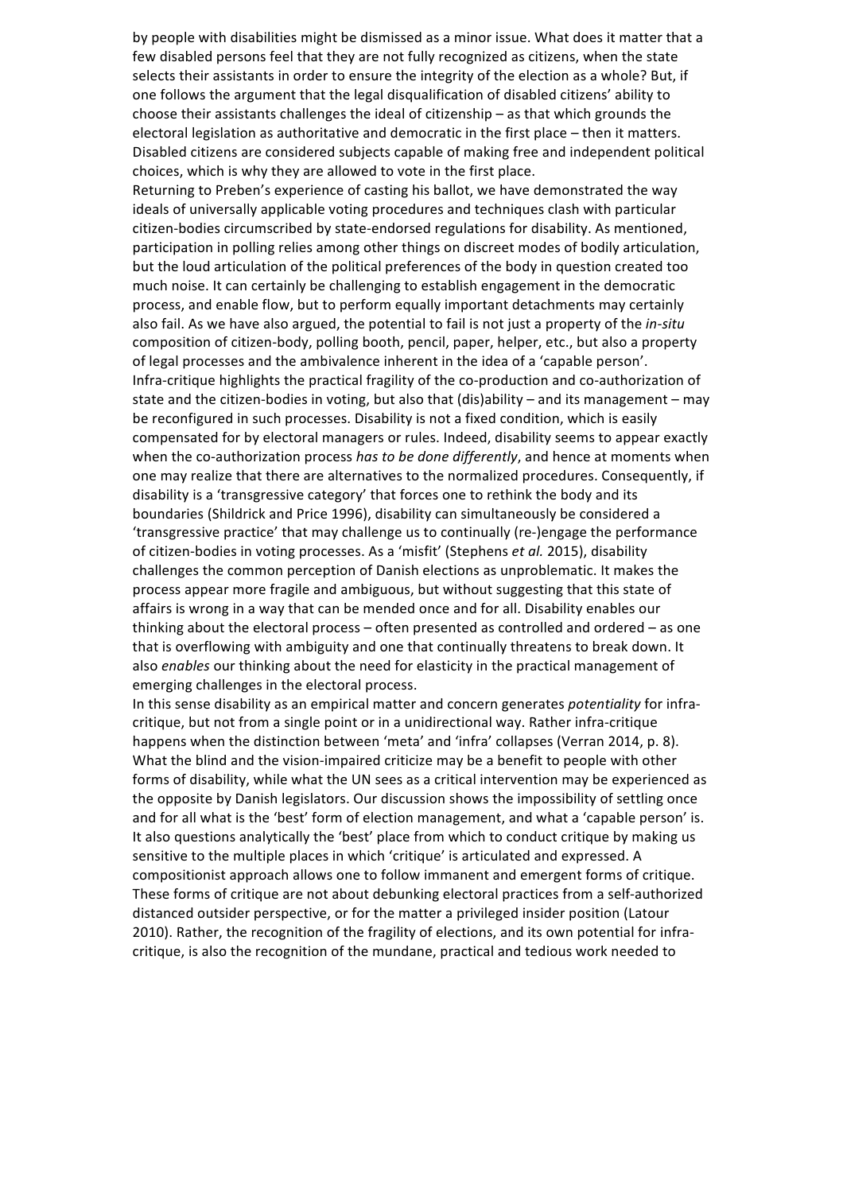by people with disabilities might be dismissed as a minor issue. What does it matter that a few disabled persons feel that they are not fully recognized as citizens, when the state selects their assistants in order to ensure the integrity of the election as a whole? But, if one follows the argument that the legal disqualification of disabled citizens' ability to choose their assistants challenges the ideal of citizenship – as that which grounds the electoral legislation as authoritative and democratic in the first place – then it matters. Disabled citizens are considered subjects capable of making free and independent political choices, which is why they are allowed to vote in the first place.

Returning to Preben's experience of casting his ballot, we have demonstrated the way ideals of universally applicable voting procedures and techniques clash with particular citizen-bodies circumscribed by state-endorsed regulations for disability. As mentioned, participation in polling relies among other things on discreet modes of bodily articulation, but the loud articulation of the political preferences of the body in question created too much noise. It can certainly be challenging to establish engagement in the democratic process, and enable flow, but to perform equally important detachments may certainly also fail. As we have also argued, the potential to fail is not just a property of the *in-situ* composition of citizen-body, polling booth, pencil, paper, helper, etc., but also a property of legal processes and the ambivalence inherent in the idea of a 'capable person'.

Infra-critique highlights the practical fragility of the co-production and co-authorization of state and the citizen-bodies in voting, but also that (dis)ability – and its management – may be reconfigured in such processes. Disability is not a fixed condition, which is easily compensated for by electoral managers or rules. Indeed, disability seems to appear exactly when the co-authorization process *has to be done differently*, and hence at moments when one may realize that there are alternatives to the normalized procedures. Consequently, if disability is a 'transgressive category' that forces one to rethink the body and its boundaries (Shildrick and Price 1996), disability can simultaneously be considered a 'transgressive practice' that may challenge us to continually (re-)engage the performance of citizen-bodies in voting processes. As a 'misfit' (Stephens *et al.* 2015), disability challenges the common perception of Danish elections as unproblematic. It makes the process appear more fragile and ambiguous, but without suggesting that this state of affairs is wrong in a way that can be mended once and for all. Disability enables our thinking about the electoral process – often presented as controlled and ordered – as one that is overflowing with ambiguity and one that continually threatens to break down. It also *enables* our thinking about the need for elasticity in the practical management of emerging challenges in the electoral process.

In this sense disability as an empirical matter and concern generates *potentiality* for infra-critique, but not from a single point or in a unidirectional way. Rather infra-critique happens when the distinction between 'meta' and 'infra' collapses (Verran 2014, p. 8). What the blind and the vision-impaired criticize may be a benefit to people with other forms of disability, while what the UN sees as a critical intervention may be experienced as the opposite by Danish legislators. Our discussion shows the impossibility of settling once and for all what is the 'best' form of election management, and what a 'capable person' is. It also questions analytically the 'best' place from which to conduct critique by making us sensitive to the multiple places in which 'critique' is articulated and expressed. A compositionist approach allows one to follow immanent and emergent forms of critique. These forms of critique are not about debunking electoral practices from a self-authorized distanced outsider perspective, or for the matter a privileged insider position (Latour 2010). Rather, the recognition of the fragility of elections, and its own potential for infra-critique, is also the recognition of the mundane, practical and tedious work needed to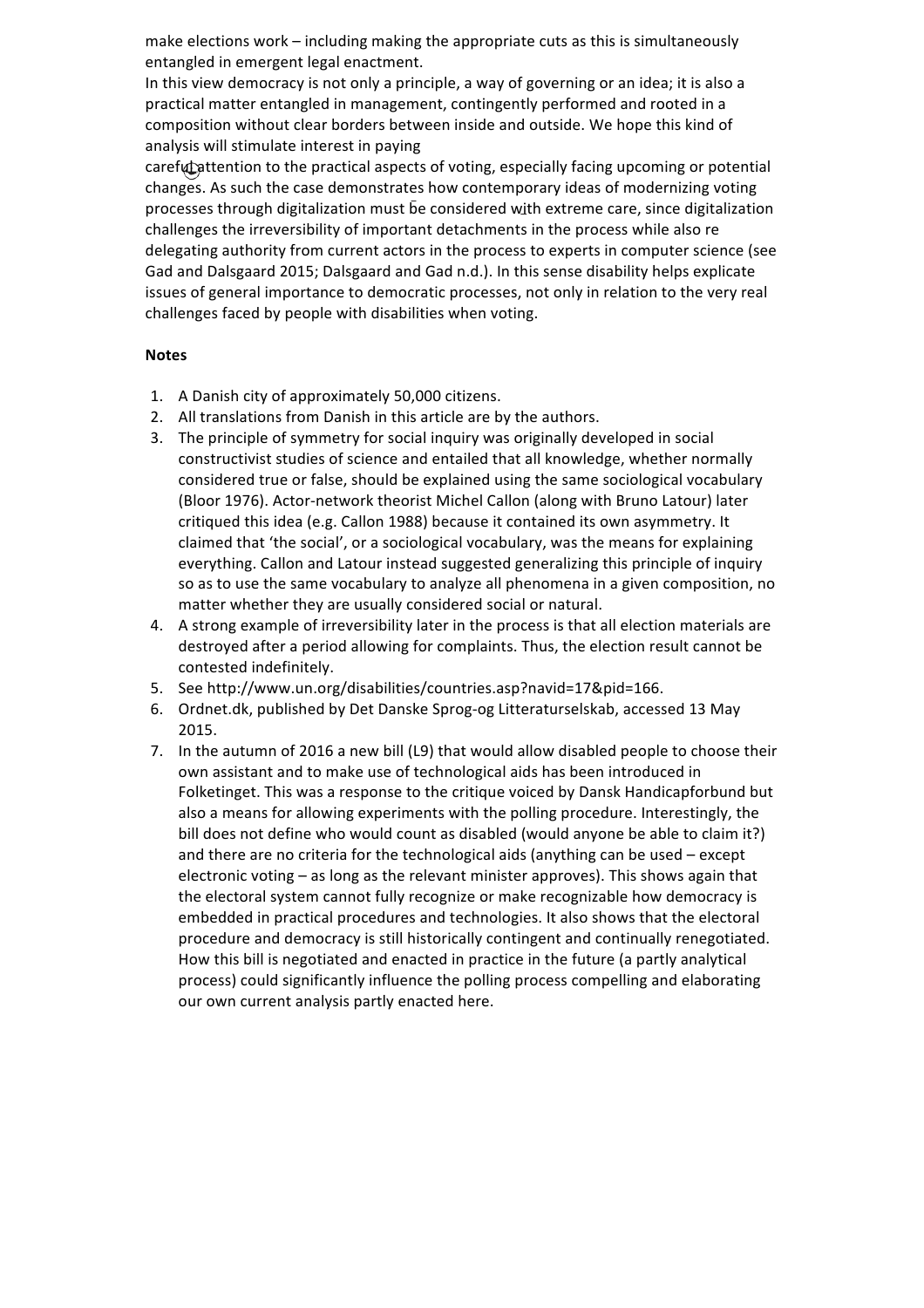make elections work – including making the appropriate cuts as this is simultaneously entangled in emergent legal enactment.

In this view democracy is not only a principle, a way of governing or an idea; it is also a practical matter entangled in management, contingently performed and rooted in a composition without clear borders between inside and outside. We hope this kind of analysis will stimulate interest in paying careful attention to the practical aspects of voting, especially facing upcoming or potential changes. As such the case demonstrates how contemporary ideas of modernizing voting processes through digitalization must be considered with extreme care, since digitalization challenges the irreversibility of important detachments in the process while also re delegating authority from current actors in the process to experts in computer science (see Gad and Dalsgaard 2015; Dalsgaard and Gad n.d.). In this sense disability helps explicate issues of general importance to democratic processes, not only in relation to the very real challenges faced by people with disabilities when voting.

**Notes**

1. A Danish city of approximately 50,000 citizens.
2. All translations from Danish in this article are by the authors.
3. The principle of symmetry for social inquiry was originally developed in social constructivist studies of science and entailed that all knowledge, whether normally considered true or false, should be explained using the same sociological vocabulary (Bloor 1976). Actor-network theorist Michel Callon (along with Bruno Latour) later critiqued this idea (e.g. Callon 1988) because it contained its own asymmetry. It claimed that 'the social', or a sociological vocabulary, was the means for explaining everything. Callon and Latour instead suggested generalizing this principle of inquiry so as to use the same vocabulary to analyze all phenomena in a given composition, no matter whether they are usually considered social or natural.
4. A strong example of irreversibility later in the process is that all election materials are destroyed after a period allowing for complaints. Thus, the election result cannot be contested indefinitely.
5. See http://www.un.org/disabilities/countries.asp?navid=17&pid=166.
6. Ordnet.dk, published by Det Danske Sprog-og Litteraturselskab, accessed 13 May 2015.
7. In the autumn of 2016 a new bill (L9) that would allow disabled people to choose their own assistant and to make use of technological aids has been introduced in Folketinget. This was a response to the critique voiced by Dansk Handicapforbund but also a means for allowing experiments with the polling procedure. Interestingly, the bill does not define who would count as disabled (would anyone be able to claim it?) and there are no criteria for the technological aids (anything can be used – except electronic voting – as long as the relevant minister approves). This shows again that the electoral system cannot fully recognize or make recognizable how democracy is embedded in practical procedures and technologies. It also shows that the electoral procedure and democracy is still historically contingent and continually renegotiated. How this bill is negotiated and enacted in practice in the future (a partly analytical process) could significantly influence the polling process compelling and elaborating our own current analysis partly enacted here.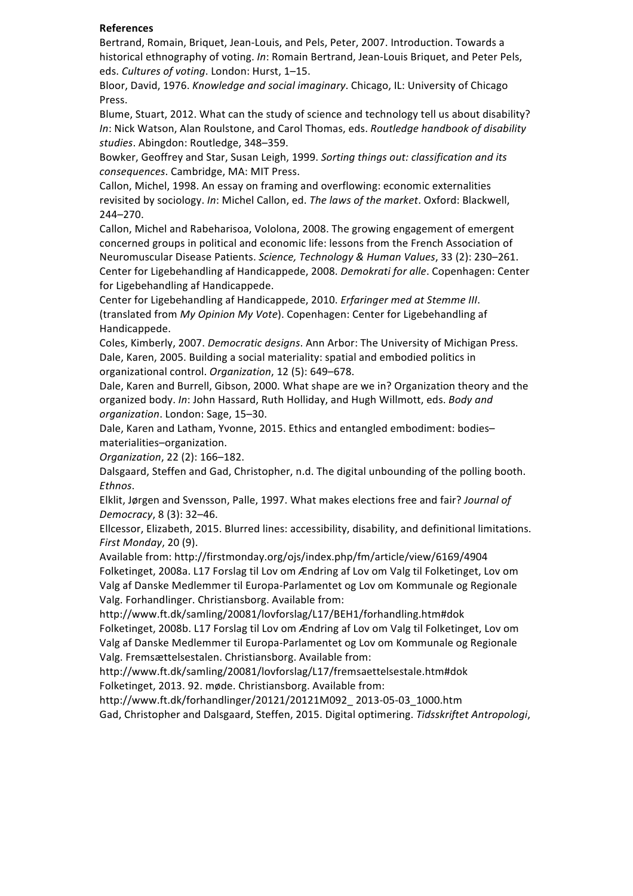**References**

Bertrand, Romain, Briquet, Jean-Louis, and Pels, Peter, 2007. Introduction. Towards a historical ethnography of voting. *In*: Romain Bertrand, Jean-Louis Briquet, and Peter Pels, eds. *Cultures of voting*. London: Hurst, 1–15.

Bloor, David, 1976. *Knowledge and social imaginary*. Chicago, IL: University of Chicago Press.

Blume, Stuart, 2012. What can the study of science and technology tell us about disability? *In*: Nick Watson, Alan Roulstone, and Carol Thomas, eds. *Routledge handbook of disability studies*. Abingdon: Routledge, 348–359.

Bowker, Geoffrey and Star, Susan Leigh, 1999. *Sorting things out: classification and its consequences*. Cambridge, MA: MIT Press.

Callon, Michel, 1998. An essay on framing and overflowing: economic externalities revisited by sociology. *In*: Michel Callon, ed. *The laws of the market*. Oxford: Blackwell, 244–270.

Callon, Michel and Rabeharisoa, Vololona, 2008. The growing engagement of emergent concerned groups in political and economic life: lessons from the French Association of Neuromuscular Disease Patients. *Science, Technology & Human Values*, 33 (2): 230–261.

Center for Ligebehandling af Handicappede, 2008. *Demokrati for alle*. Copenhagen: Center for Ligebehandling af Handicappede.

Center for Ligebehandling af Handicappede, 2010. *Erfaringer med at Stemme III*. (translated from *My Opinion My Vote*). Copenhagen: Center for Ligebehandling af Handicappede.

Coles, Kimberly, 2007. *Democratic designs*. Ann Arbor: The University of Michigan Press.

Dale, Karen, 2005. Building a social materiality: spatial and embodied politics in organizational control. *Organization*, 12 (5): 649–678.

Dale, Karen and Burrell, Gibson, 2000. What shape are we in? Organization theory and the organized body. *In*: John Hassard, Ruth Holliday, and Hugh Willmott, eds. *Body and organization*. London: Sage, 15–30.

Dale, Karen and Latham, Yvonne, 2015. Ethics and entangled embodiment: bodies–materialities–organization.
*Organization*, 22 (2): 166–182.

Dalsgaard, Steffen and Gad, Christopher, n.d. The digital unbounding of the polling booth. *Ethnos*.

Elklit, Jørgen and Svensson, Palle, 1997. What makes elections free and fair? *Journal of Democracy*, 8 (3): 32–46.

Ellcessor, Elizabeth, 2015. Blurred lines: accessibility, disability, and definitional limitations. *First Monday*, 20 (9).
Available from: http://firstmonday.org/ojs/index.php/fm/article/view/6169/4904

Folketinget, 2008a. L17 Forslag til Lov om Ændring af Lov om Valg til Folketinget, Lov om Valg af Danske Medlemmer til Europa-Parlamentet og Lov om Kommunale og Regionale Valg. Forhandlinger. Christiansborg. Available from:
http://www.ft.dk/samling/20081/lovforslag/L17/BEH1/forhandling.htm#dok

Folketinget, 2008b. L17 Forslag til Lov om Ændring af Lov om Valg til Folketinget, Lov om Valg af Danske Medlemmer til Europa-Parlamentet og Lov om Kommunale og Regionale Valg. Fremsættelsestalen. Christiansborg. Available from:
http://www.ft.dk/samling/20081/lovforslag/L17/fremsaettelsestale.htm#dok

Folketinget, 2013. 92. møde. Christiansborg. Available from:
http://www.ft.dk/forhandlinger/20121/20121M092_ 2013-05-03_1000.htm

Gad, Christopher and Dalsgaard, Steffen, 2015. Digital optimering. *Tidsskriftet Antropologi*,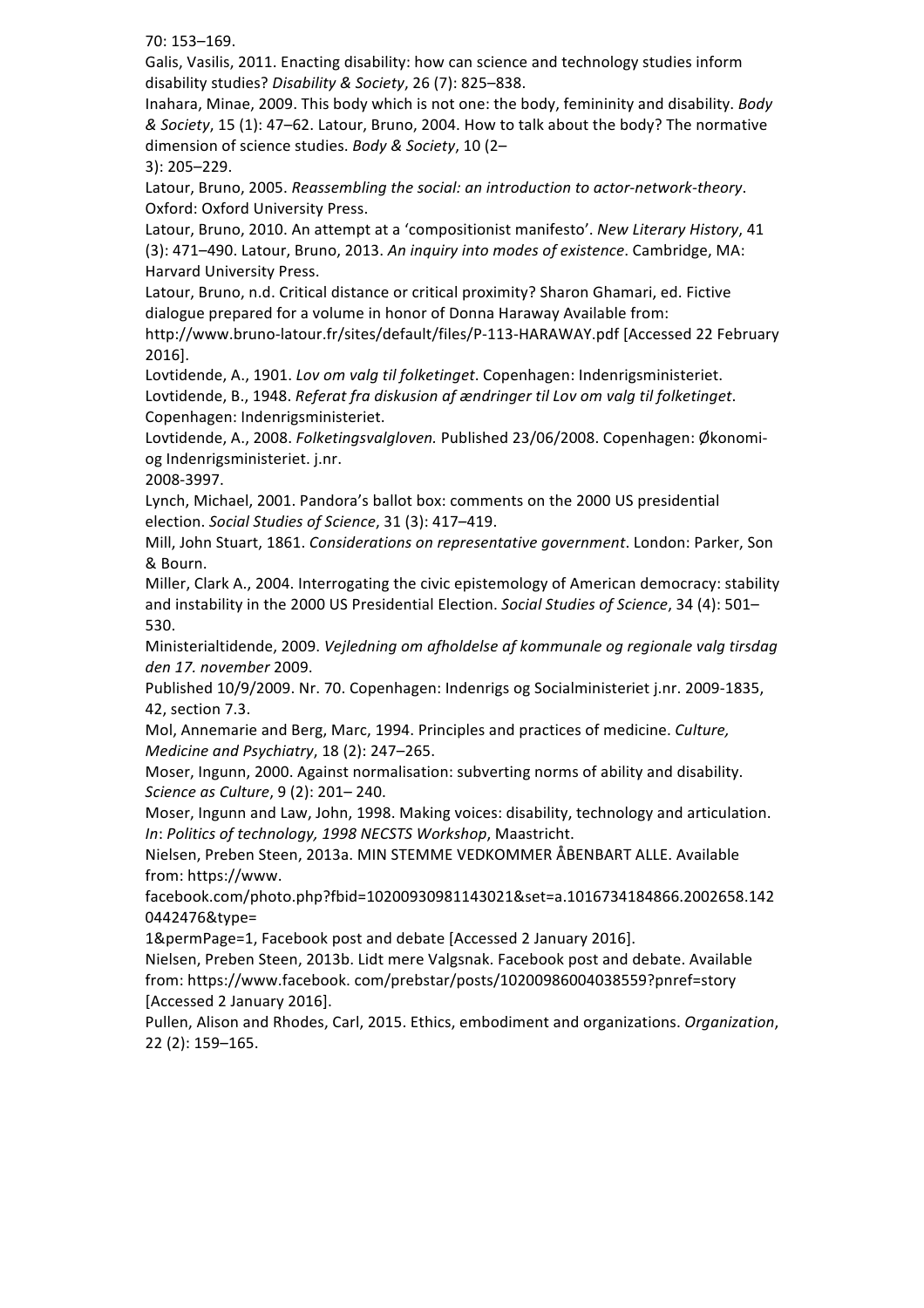70: 153–169.

Galis, Vasilis, 2011. Enacting disability: how can science and technology studies inform disability studies? *Disability & Society*, 26 (7): 825–838.

Inahara, Minae, 2009. This body which is not one: the body, femininity and disability. *Body & Society*, 15 (1): 47–62. Latour, Bruno, 2004. How to talk about the body? The normative dimension of science studies. *Body & Society*, 10 (2–3): 205–229.

Latour, Bruno, 2005. *Reassembling the social: an introduction to actor-network-theory*. Oxford: Oxford University Press.

Latour, Bruno, 2010. An attempt at a 'compositionist manifesto'. *New Literary History*, 41 (3): 471–490. Latour, Bruno, 2013. *An inquiry into modes of existence*. Cambridge, MA: Harvard University Press.

Latour, Bruno, n.d. Critical distance or critical proximity? Sharon Ghamari, ed. Fictive dialogue prepared for a volume in honor of Donna Haraway Available from: http://www.bruno-latour.fr/sites/default/files/P-113-HARAWAY.pdf [Accessed 22 February 2016].

Lovtidende, A., 1901. *Lov om valg til folketinget*. Copenhagen: Indenrigsministeriet.

Lovtidende, B., 1948. *Referat fra diskusion af ændringer til Lov om valg til folketinget*. Copenhagen: Indenrigsministeriet.

Lovtidende, A., 2008. *Folketingsvalgloven.* Published 23/06/2008. Copenhagen: Økonomi- og Indenrigsministeriet. j.nr. 2008-3997.

Lynch, Michael, 2001. Pandora's ballot box: comments on the 2000 US presidential election. *Social Studies of Science*, 31 (3): 417–419.

Mill, John Stuart, 1861. *Considerations on representative government*. London: Parker, Son & Bourn.

Miller, Clark A., 2004. Interrogating the civic epistemology of American democracy: stability and instability in the 2000 US Presidential Election. *Social Studies of Science*, 34 (4): 501–530.

Ministerialtidende, 2009. *Vejledning om afholdelse af kommunale og regionale valg tirsdag den 17. november* 2009.
Published 10/9/2009. Nr. 70. Copenhagen: Indenrigs og Socialministeriet j.nr. 2009-1835, 42, section 7.3.

Mol, Annemarie and Berg, Marc, 1994. Principles and practices of medicine. *Culture, Medicine and Psychiatry*, 18 (2): 247–265.

Moser, Ingunn, 2000. Against normalisation: subverting norms of ability and disability. *Science as Culture*, 9 (2): 201– 240.

Moser, Ingunn and Law, John, 1998. Making voices: disability, technology and articulation. *In*: *Politics of technology, 1998 NECSTS Workshop*, Maastricht.

Nielsen, Preben Steen, 2013a. MIN STEMME VEDKOMMER ÅBENBART ALLE. Available from: https://www.facebook.com/photo.php?fbid=10200930981143021&set=a.1016734184866.2002658.1420442476&type=1&permPage=1, Facebook post and debate [Accessed 2 January 2016].

Nielsen, Preben Steen, 2013b. Lidt mere Valgsnak. Facebook post and debate. Available from: https://www.facebook. com/prebstar/posts/10200986004038559?pnref=story [Accessed 2 January 2016].

Pullen, Alison and Rhodes, Carl, 2015. Ethics, embodiment and organizations. *Organization*, 22 (2): 159–165.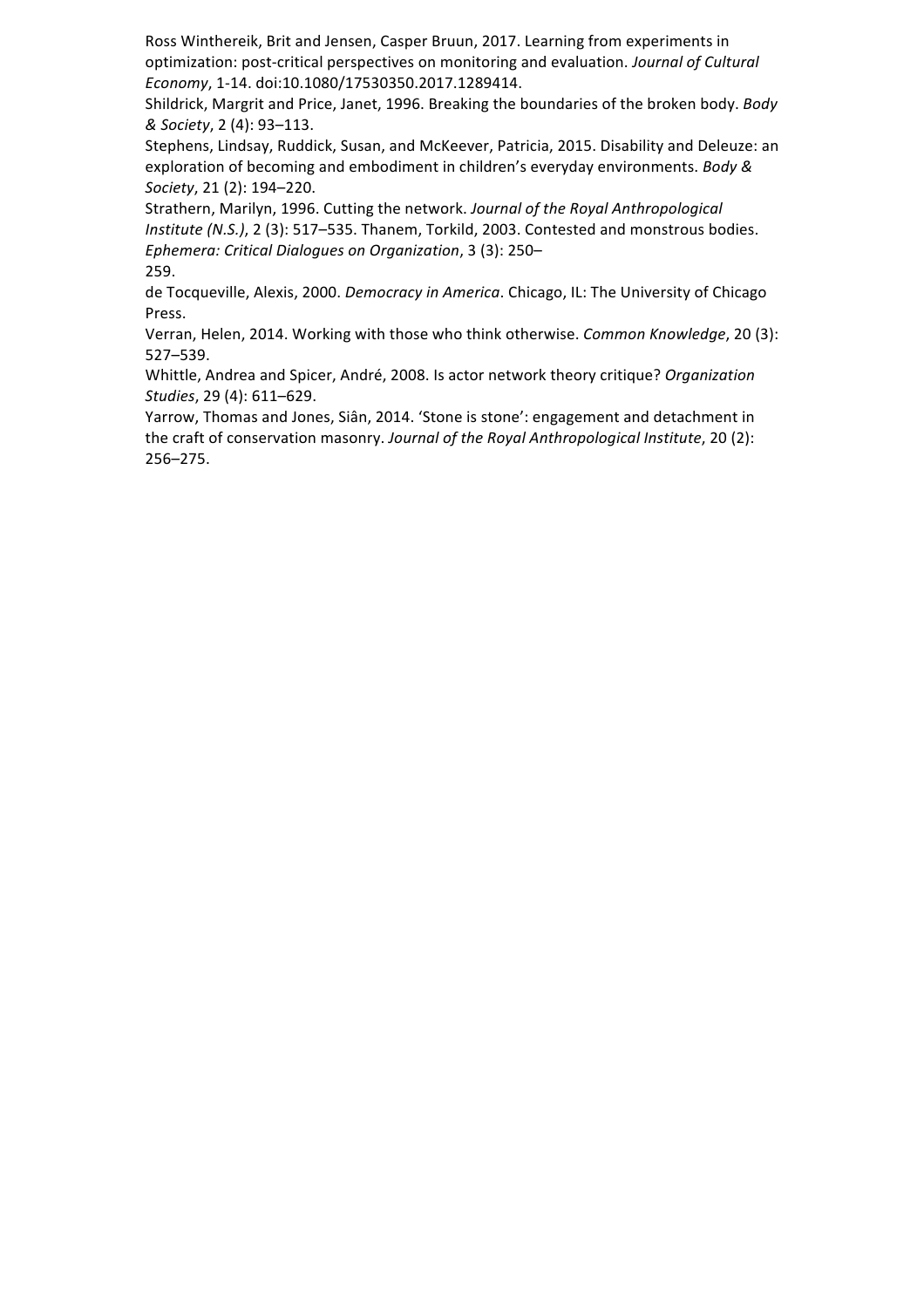Ross Winthereik, Brit and Jensen, Casper Bruun, 2017. Learning from experiments in optimization: post-critical perspectives on monitoring and evaluation. *Journal of Cultural Economy*, 1-14. doi:10.1080/17530350.2017.1289414.

Shildrick, Margrit and Price, Janet, 1996. Breaking the boundaries of the broken body. *Body & Society*, 2 (4): 93–113.

Stephens, Lindsay, Ruddick, Susan, and McKeever, Patricia, 2015. Disability and Deleuze: an exploration of becoming and embodiment in children's everyday environments. *Body & Society*, 21 (2): 194–220.

Strathern, Marilyn, 1996. Cutting the network. *Journal of the Royal Anthropological Institute (N.S.)*, 2 (3): 517–535. Thanem, Torkild, 2003. Contested and monstrous bodies. *Ephemera: Critical Dialogues on Organization*, 3 (3): 250–259.

de Tocqueville, Alexis, 2000. *Democracy in America*. Chicago, IL: The University of Chicago Press.

Verran, Helen, 2014. Working with those who think otherwise. *Common Knowledge*, 20 (3): 527–539.

Whittle, Andrea and Spicer, André, 2008. Is actor network theory critique? *Organization Studies*, 29 (4): 611–629.

Yarrow, Thomas and Jones, Siân, 2014. 'Stone is stone': engagement and detachment in the craft of conservation masonry. *Journal of the Royal Anthropological Institute*, 20 (2): 256–275.